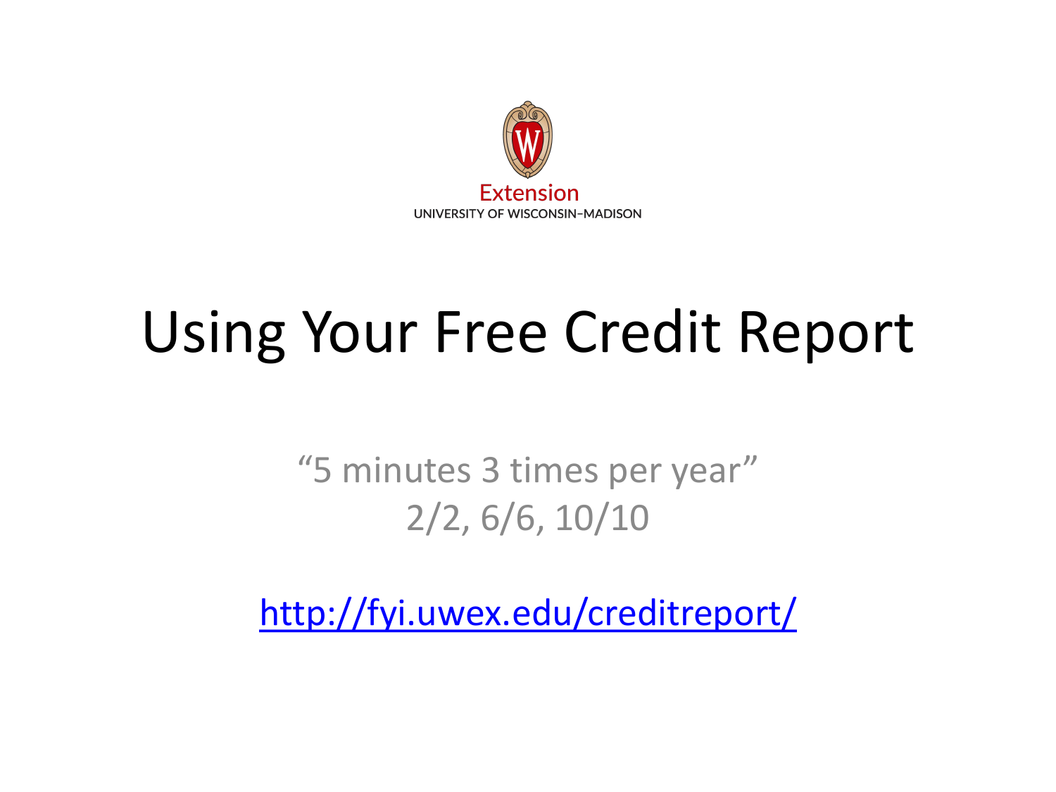Extension
UNIVERSITY OF WISCONSIN–MADISON

# Using Your Free Credit Report

"5 minutes 3 times per year"
2/2, 6/6, 10/10

http://fyi.uwex.edu/creditreport/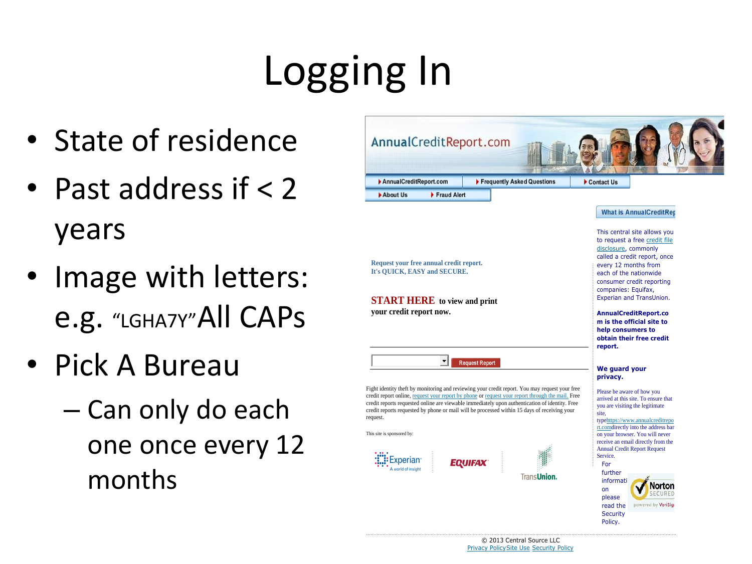# Logging In

- State of residence
- Past address if < 2 years
- Image with letters: e.g. "LGHA7Y" All CAPs
- Pick A Bureau
  - Can only do each one once every 12 months

AnnualCreditReport.com

AnnualCreditReport.com | Frequently Asked Questions | Contact Us | About Us | Fraud Alert

Request your free annual credit report.
It's QUICK, EASY and SECURE.

**START HERE** to view and print your credit report now.

Request Report

Fight identity theft by monitoring and reviewing your credit report. You may request your free credit report online, request your report by phone or request your report through the mail. Free credit reports requested online are viewable immediately upon authentication of identity. Free credit reports requested by phone or mail will be processed within 15 days of receiving your request.

This site is sponsored by:

Experian A world of insight | EQUIFAX | TransUnion.

What is AnnualCreditRep

This central site allows you to request a free credit file disclosure, commonly called a credit report, once every 12 months from each of the nationwide consumer credit reporting companies: Equifax, Experian and TransUnion.

**AnnualCreditReport.com is the official site to help consumers to obtain their free credit report.**

**We guard your privacy.**

Please be aware of how you arrived at this site. To ensure that you are visiting the legitimate site, typehttps://www.annualcreditreport.comdirectly into the address bar on your browser. You will never receive an email directly from the Annual Credit Report Request Service.

For further information please read the Security Policy.

Norton SECURED powered by VeriSign

© 2013 Central Source LLC
Privacy Policy Site Use Security Policy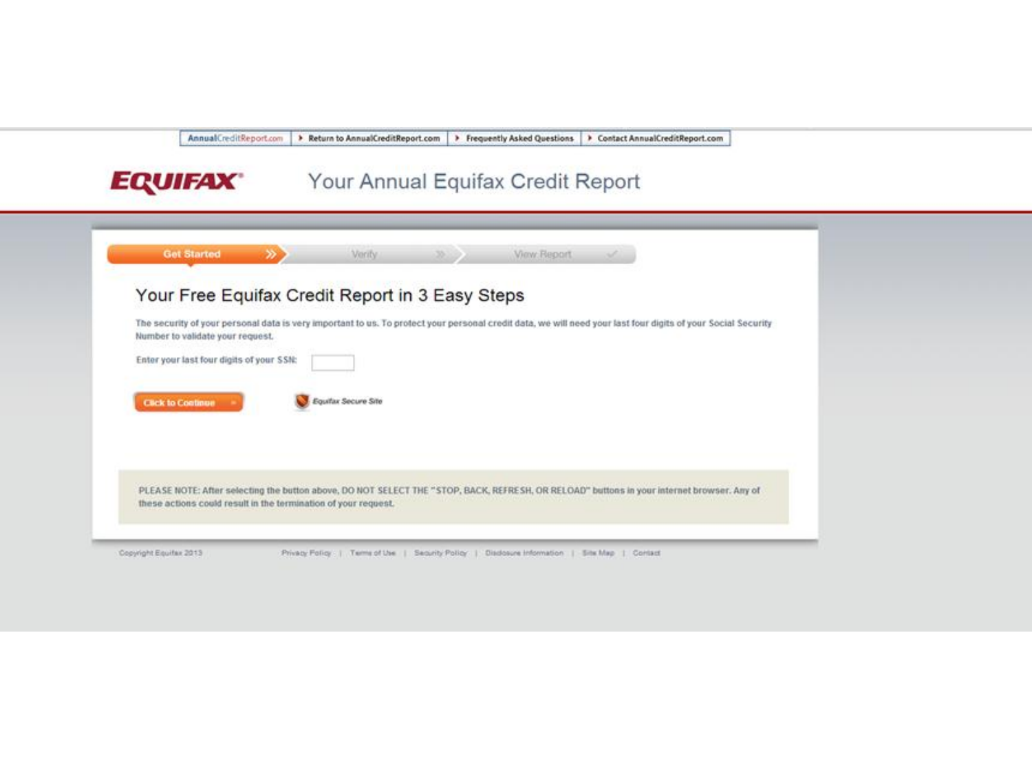AnnualCreditReport.com | Return to AnnualCreditReport.com | Frequently Asked Questions | Contact AnnualCreditReport.com

**EQUIFAX**

# Your Annual Equifax Credit Report

Get Started » Verify » View Report ✓

## Your Free Equifax Credit Report in 3 Easy Steps

The security of your personal data is very important to us. To protect your personal credit data, we will need your last four digits of your Social Security Number to validate your request.

Enter your last four digits of your SSN:

Click to Continue

*Equifax Secure Site*

PLEASE NOTE: After selecting the button above, DO NOT SELECT THE "STOP, BACK, REFRESH, OR RELOAD" buttons in your internet browser. Any of these actions could result in the termination of your request.

Copyright Equifax 2013

Privacy Policy | Terms of Use | Security Policy | Disclosure Information | Site Map | Contact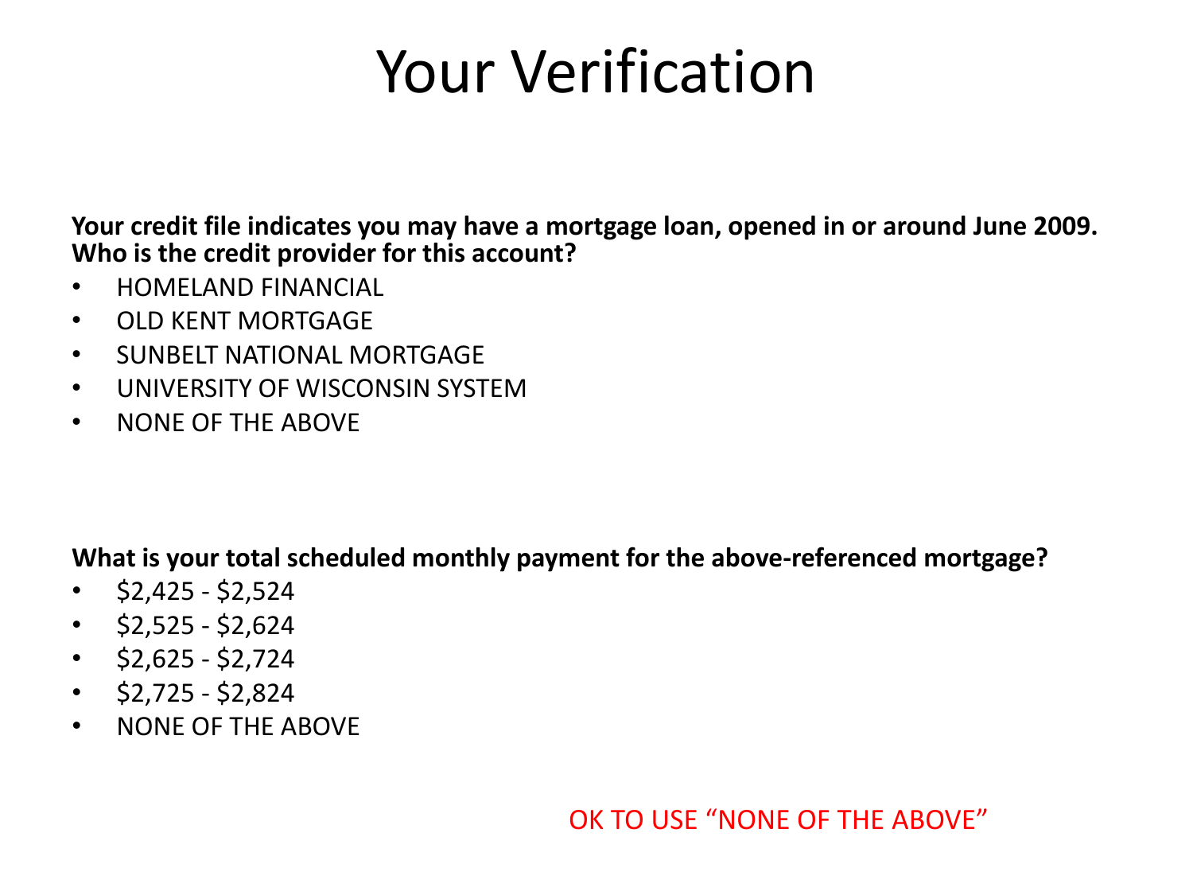# Your Verification

**Your credit file indicates you may have a mortgage loan, opened in or around June 2009. Who is the credit provider for this account?**

- HOMELAND FINANCIAL
- OLD KENT MORTGAGE
- SUNBELT NATIONAL MORTGAGE
- UNIVERSITY OF WISCONSIN SYSTEM
- NONE OF THE ABOVE

**What is your total scheduled monthly payment for the above-referenced mortgage?**

- $2,425 - $2,524
- $2,525 - $2,624
- $2,625 - $2,724
- $2,725 - $2,824
- NONE OF THE ABOVE

OK TO USE "NONE OF THE ABOVE"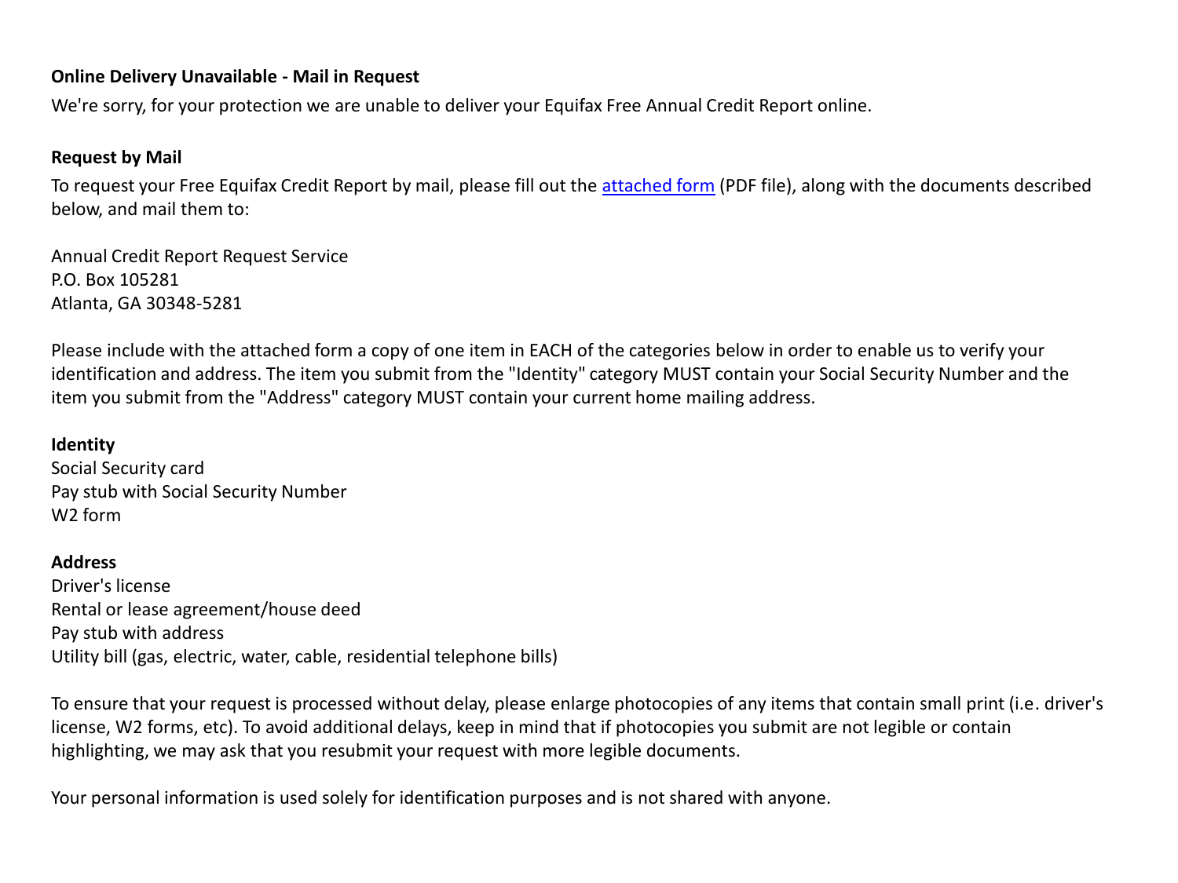**Online Delivery Unavailable - Mail in Request**

We're sorry, for your protection we are unable to deliver your Equifax Free Annual Credit Report online.

**Request by Mail**

To request your Free Equifax Credit Report by mail, please fill out the attached form (PDF file), along with the documents described below, and mail them to:

Annual Credit Report Request Service
P.O. Box 105281
Atlanta, GA 30348-5281

Please include with the attached form a copy of one item in EACH of the categories below in order to enable us to verify your identification and address. The item you submit from the "Identity" category MUST contain your Social Security Number and the item you submit from the "Address" category MUST contain your current home mailing address.

**Identity**
Social Security card
Pay stub with Social Security Number
W2 form

**Address**
Driver's license
Rental or lease agreement/house deed
Pay stub with address
Utility bill (gas, electric, water, cable, residential telephone bills)

To ensure that your request is processed without delay, please enlarge photocopies of any items that contain small print (i.e. driver's license, W2 forms, etc). To avoid additional delays, keep in mind that if photocopies you submit are not legible or contain highlighting, we may ask that you resubmit your request with more legible documents.

Your personal information is used solely for identification purposes and is not shared with anyone.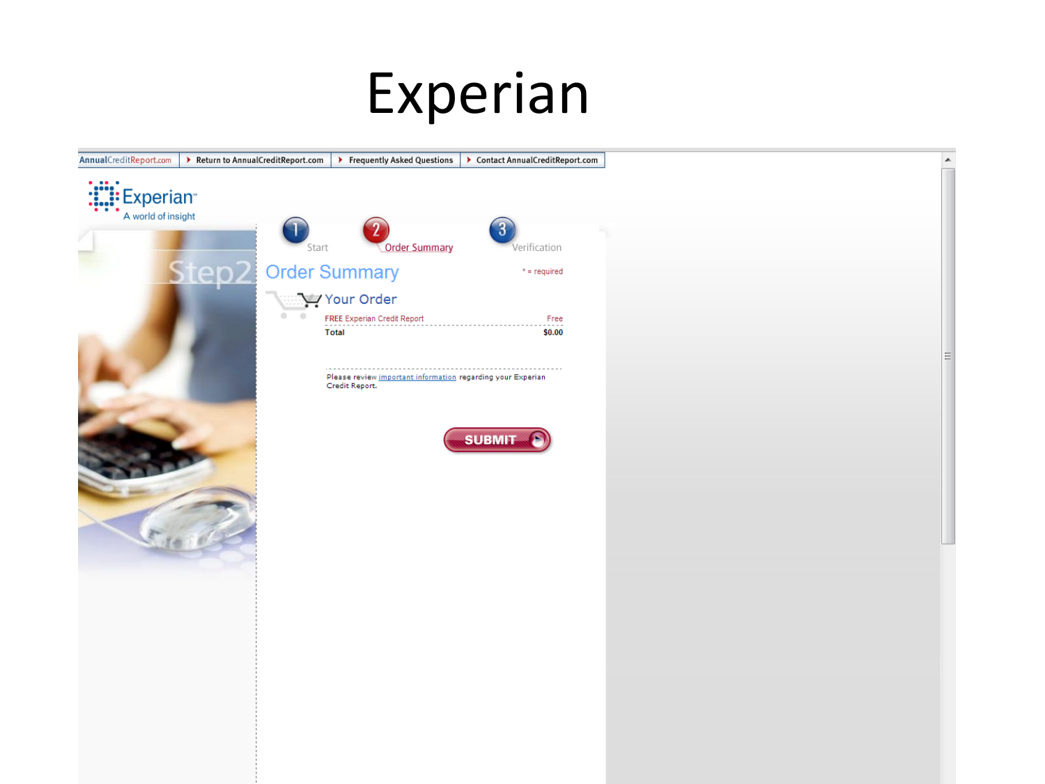# Experian

AnnualCreditReport.com | Return to AnnualCreditReport.com | Frequently Asked Questions | Contact AnnualCreditReport.com

Experian
A world of insight

Step2

1 Start — 2 Order Summary — 3 Verification

## Order Summary

* = required

### Your Order

| FREE Experian Credit Report | Free |
| --- | --- |
| **Total** | **$0.00** |

Please review important information regarding your Experian Credit Report.

SUBMIT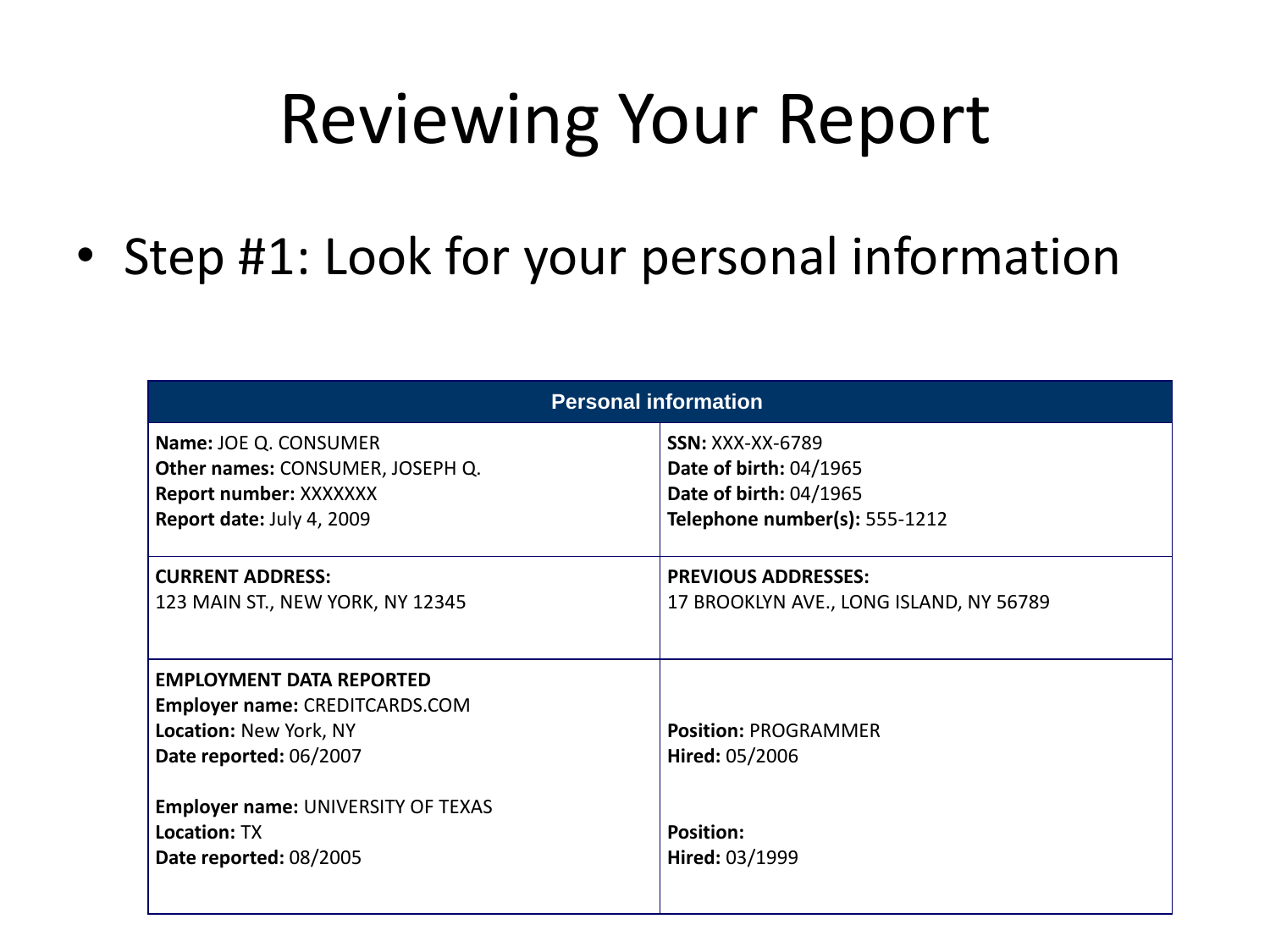# Reviewing Your Report

- Step #1: Look for your personal information

| Personal information | |
|---|---|
| **Name:** JOE Q. CONSUMER<br>**Other names:** CONSUMER, JOSEPH Q.<br>**Report number:** XXXXXXX<br>**Report date:** July 4, 2009 | **SSN:** XXX-XX-6789<br>**Date of birth:** 04/1965<br>**Date of birth:** 04/1965<br>**Telephone number(s):** 555-1212 |
| **CURRENT ADDRESS:**<br>123 MAIN ST., NEW YORK, NY 12345 | **PREVIOUS ADDRESSES:**<br>17 BROOKLYN AVE., LONG ISLAND, NY 56789 |
| **EMPLOYMENT DATA REPORTED**<br>**Employer name:** CREDITCARDS.COM<br>**Location:** New York, NY<br>**Date reported:** 06/2007<br><br>**Employer name:** UNIVERSITY OF TEXAS<br>**Location:** TX<br>**Date reported:** 08/2005 | **Position:** PROGRAMMER<br>**Hired:** 05/2006<br><br>**Position:**<br>**Hired:** 03/1999 |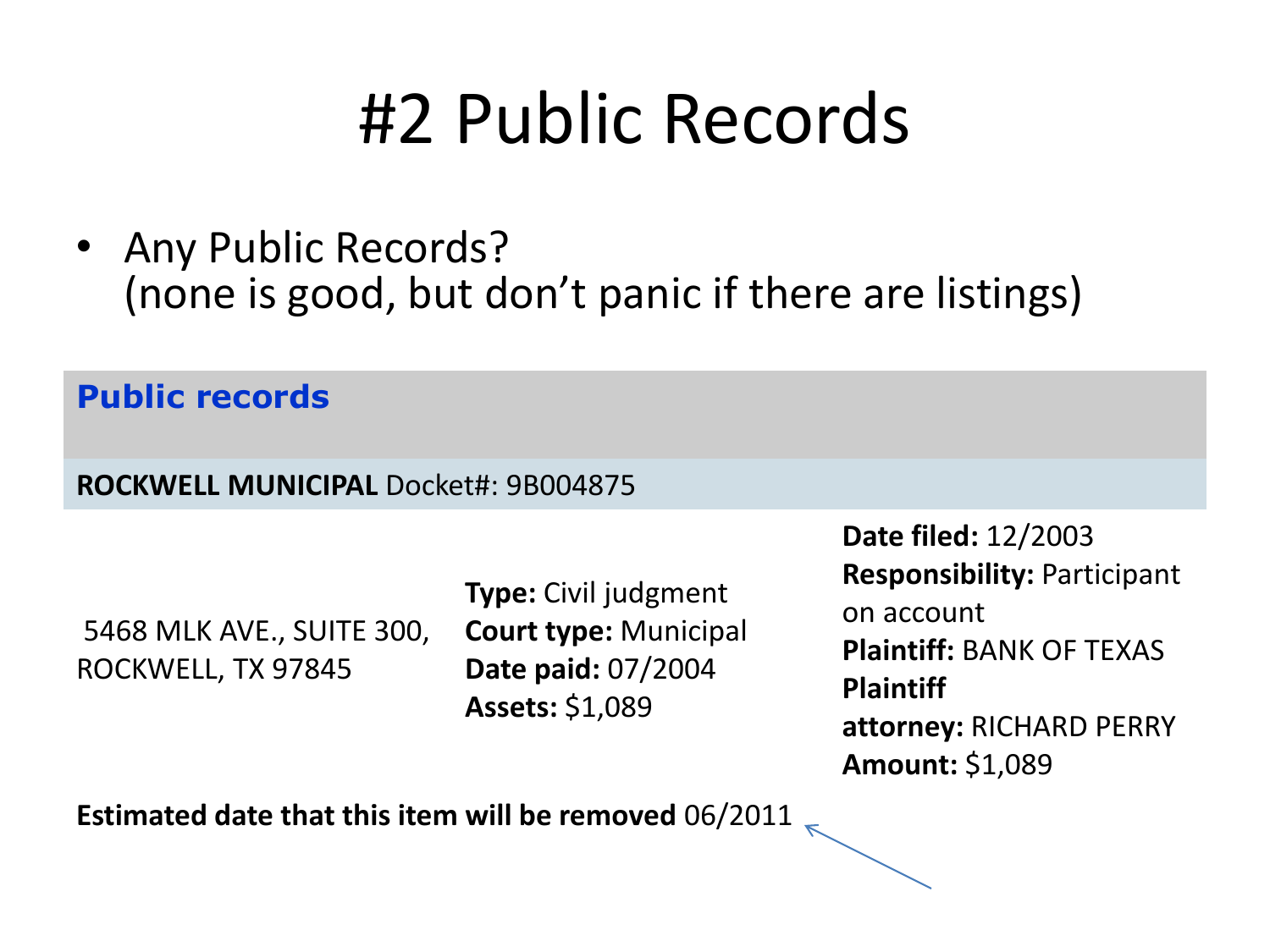# #2 Public Records

- Any Public Records?
  (none is good, but don't panic if there are listings)

## Public records

**ROCKWELL MUNICIPAL** Docket#: 9B004875

5468 MLK AVE., SUITE 300, ROCKWELL, TX 97845

**Type:** Civil judgment
**Court type:** Municipal
**Date paid:** 07/2004
**Assets:** $1,089

**Date filed:** 12/2003
**Responsibility:** Participant on account
**Plaintiff:** BANK OF TEXAS
**Plaintiff attorney:** RICHARD PERRY
**Amount:** $1,089

**Estimated date that this item will be removed** 06/2011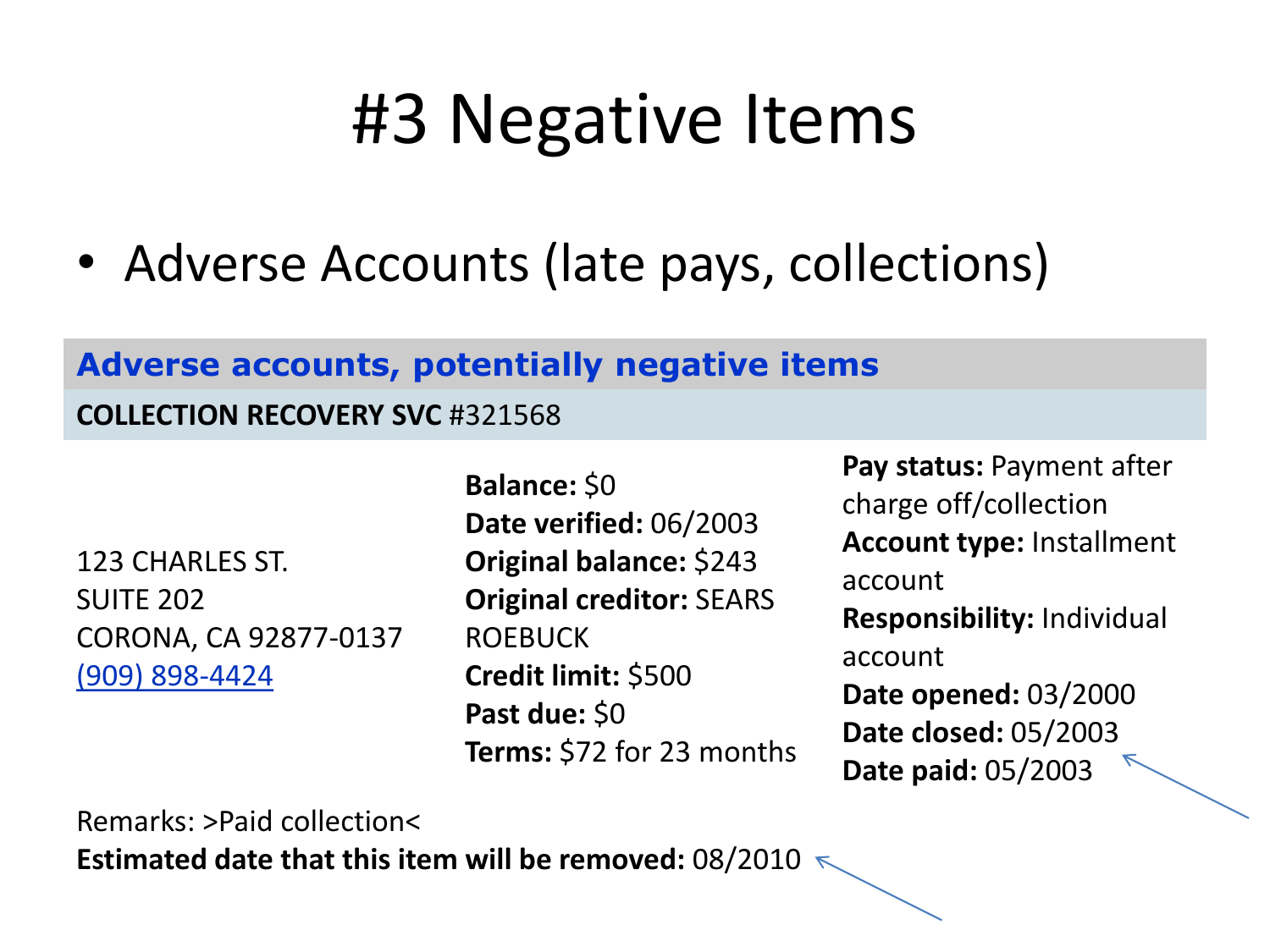# #3 Negative Items

- Adverse Accounts (late pays, collections)

## Adverse accounts, potentially negative items

**COLLECTION RECOVERY SVC** #321568

123 CHARLES ST.
SUITE 202
CORONA, CA 92877-0137
(909) 898-4424

**Balance:** $0
**Date verified:** 06/2003
**Original balance:** $243
**Original creditor:** SEARS ROEBUCK
**Credit limit:** $500
**Past due:** $0
**Terms:** $72 for 23 months

**Pay status:** Payment after charge off/collection
**Account type:** Installment account
**Responsibility:** Individual account
**Date opened:** 03/2000
**Date closed:** 05/2003
**Date paid:** 05/2003

Remarks: >Paid collection<
**Estimated date that this item will be removed:** 08/2010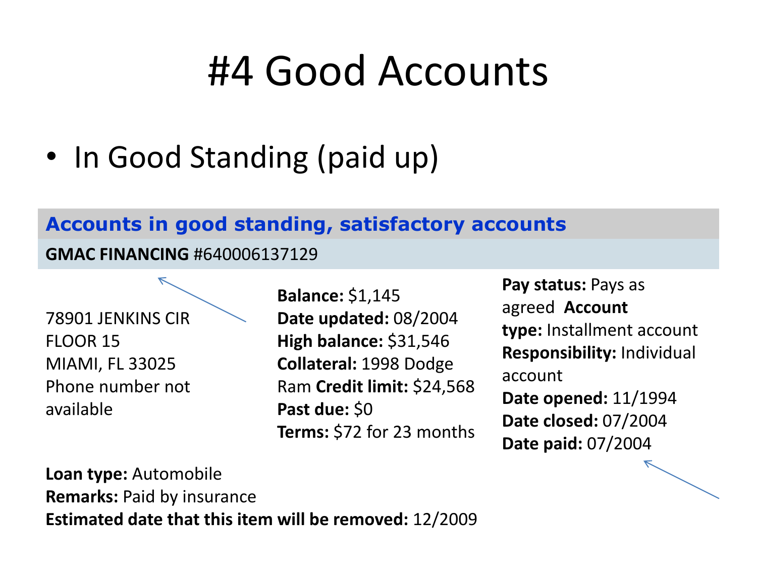# #4 Good Accounts

- In Good Standing (paid up)

**Accounts in good standing, satisfactory accounts**

**GMAC FINANCING** #640006137129

78901 JENKINS CIR
FLOOR 15
MIAMI, FL 33025
Phone number not available

**Balance:** $1,145
**Date updated:** 08/2004
**High balance:** $31,546
**Collateral:** 1998 Dodge Ram **Credit limit:** $24,568
**Past due:** $0
**Terms:** $72 for 23 months

**Pay status:** Pays as agreed **Account type:** Installment account
**Responsibility:** Individual account
**Date opened:** 11/1994
**Date closed:** 07/2004
**Date paid:** 07/2004

**Loan type:** Automobile
**Remarks:** Paid by insurance
**Estimated date that this item will be removed:** 12/2009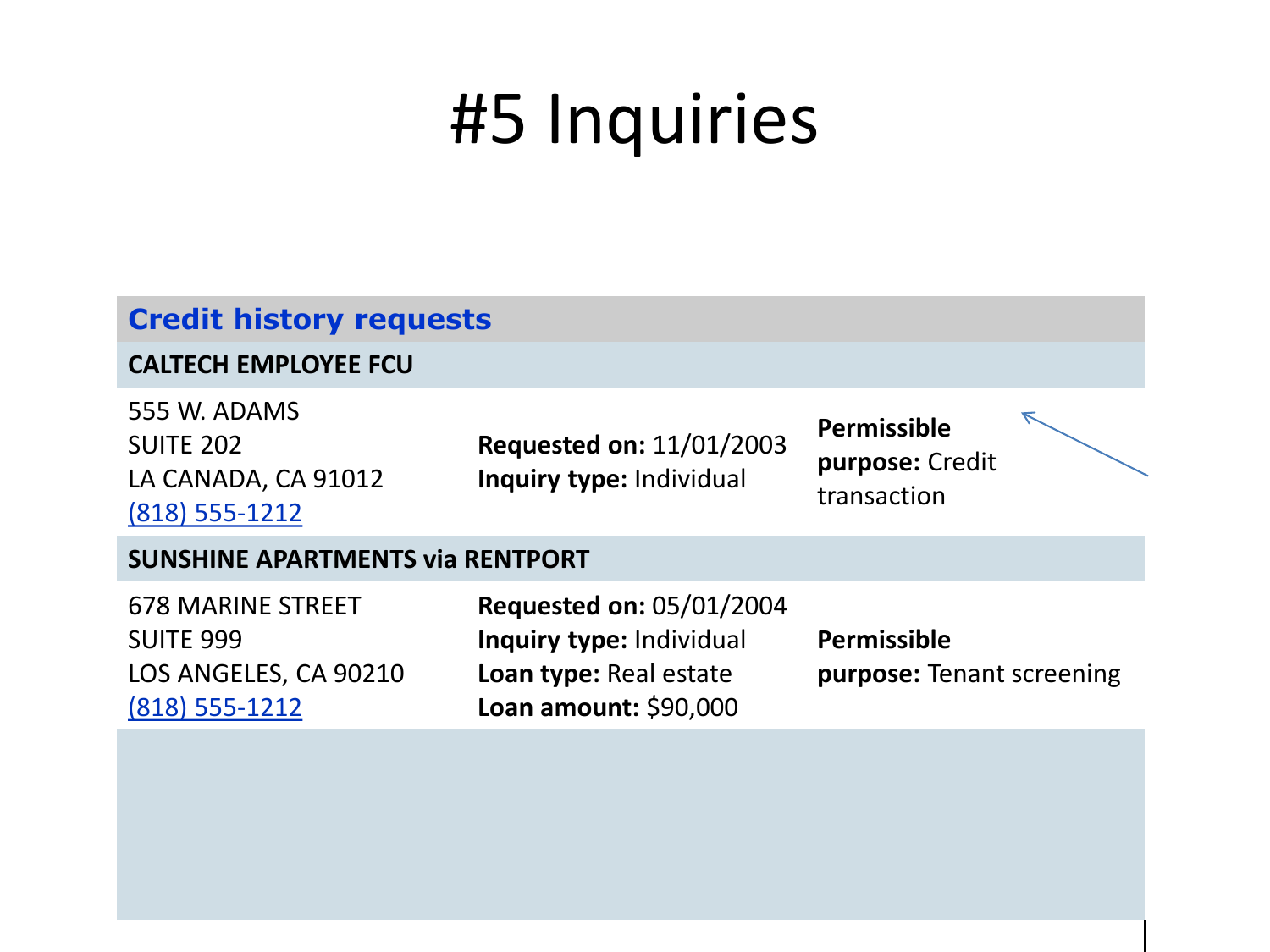# #5 Inquiries

## Credit history requests

**CALTECH EMPLOYEE FCU**

555 W. ADAMS
SUITE 202
LA CANADA, CA 91012
(818) 555-1212

**Requested on:** 11/01/2003
**Inquiry type:** Individual

**Permissible purpose:** Credit transaction

**SUNSHINE APARTMENTS via RENTPORT**

678 MARINE STREET
SUITE 999
LOS ANGELES, CA 90210
(818) 555-1212

**Requested on:** 05/01/2004
**Inquiry type:** Individual
**Loan type:** Real estate
**Loan amount:** $90,000

**Permissible purpose:** Tenant screening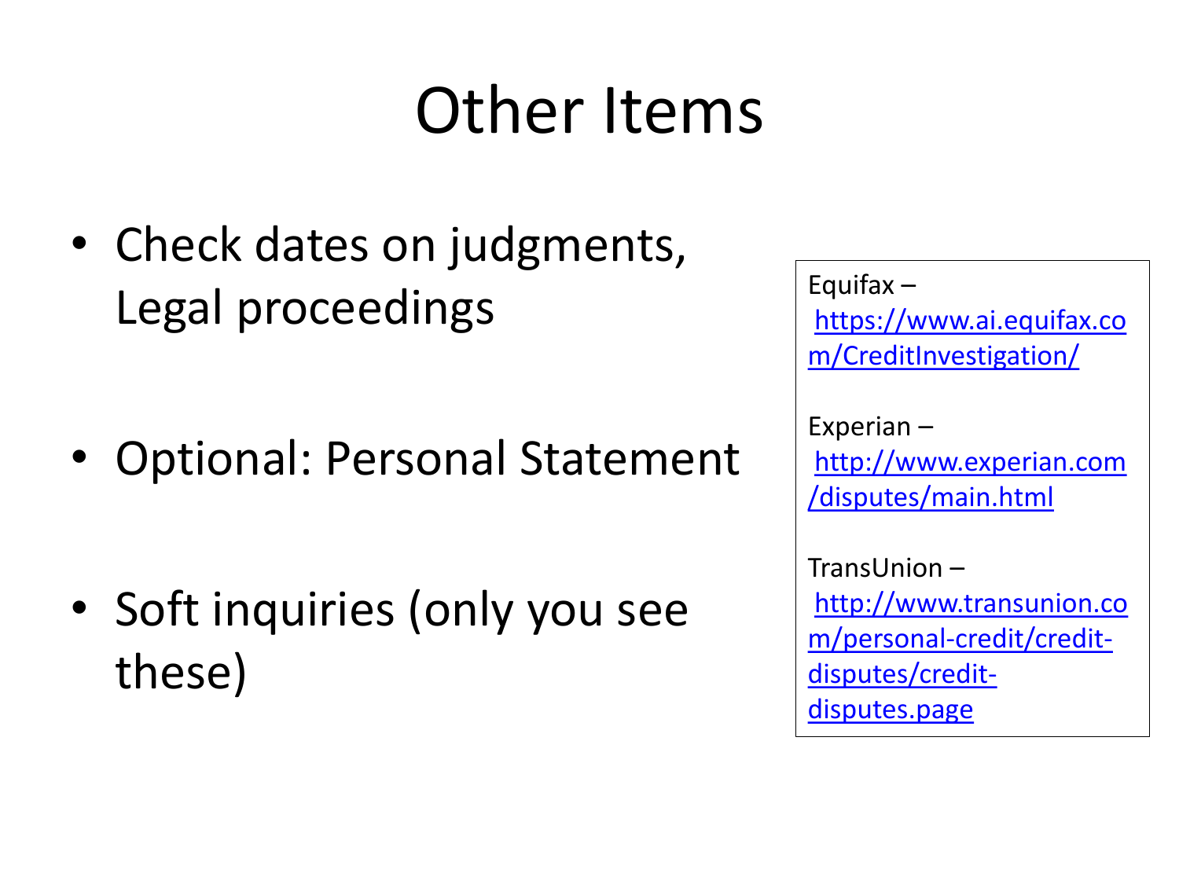# Other Items

- Check dates on judgments, Legal proceedings
- Optional: Personal Statement
- Soft inquiries (only you see these)

Equifax – https://www.ai.equifax.com/CreditInvestigation/

Experian – http://www.experian.com/disputes/main.html

TransUnion – http://www.transunion.com/personal-credit/credit-disputes/credit-disputes.page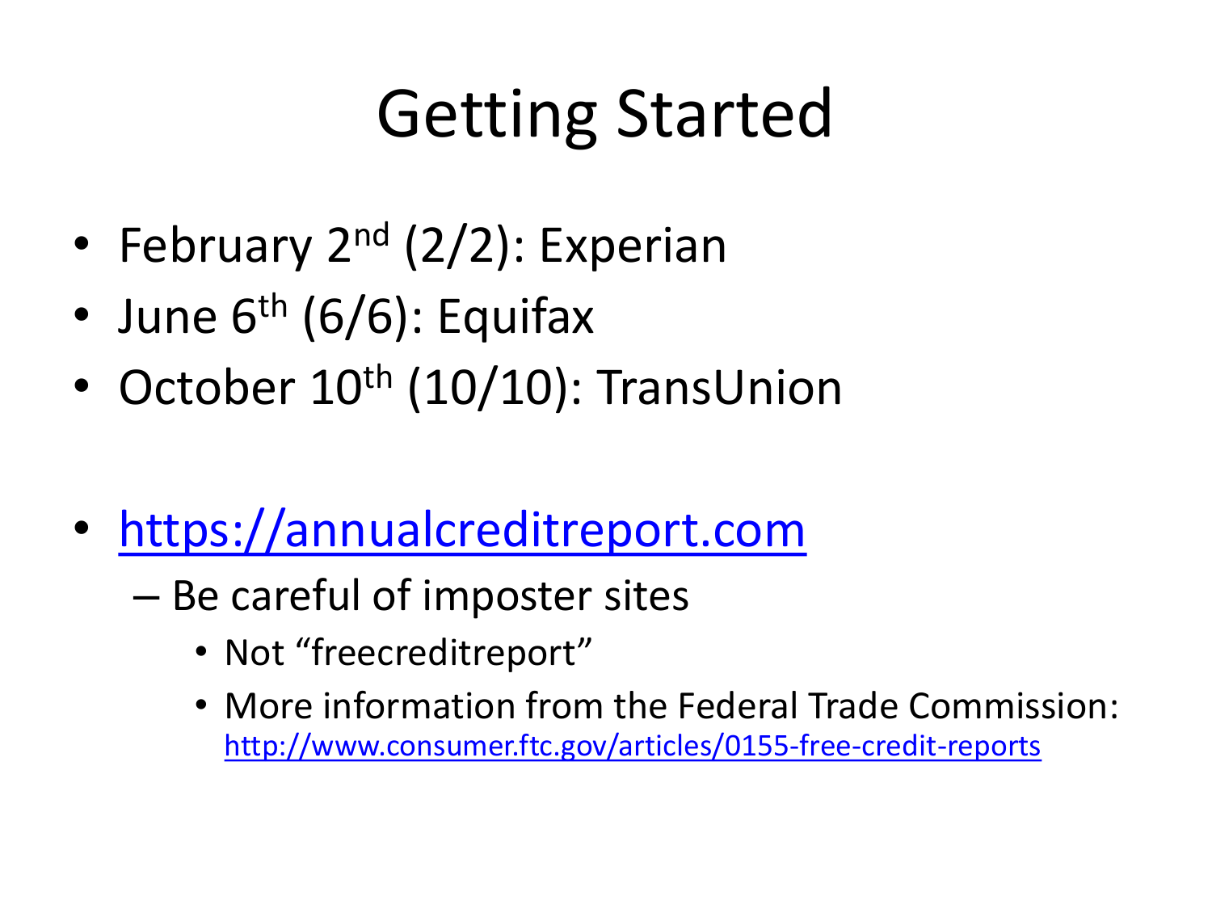# Getting Started

- February 2nd (2/2): Experian
- June 6th (6/6): Equifax
- October 10th (10/10): TransUnion

- [https://annualcreditreport.com](https://annualcreditreport.com)
  - Be careful of imposter sites
    - Not "freecreditreport"
    - More information from the Federal Trade Commission: [http://www.consumer.ftc.gov/articles/0155-free-credit-reports](http://www.consumer.ftc.gov/articles/0155-free-credit-reports)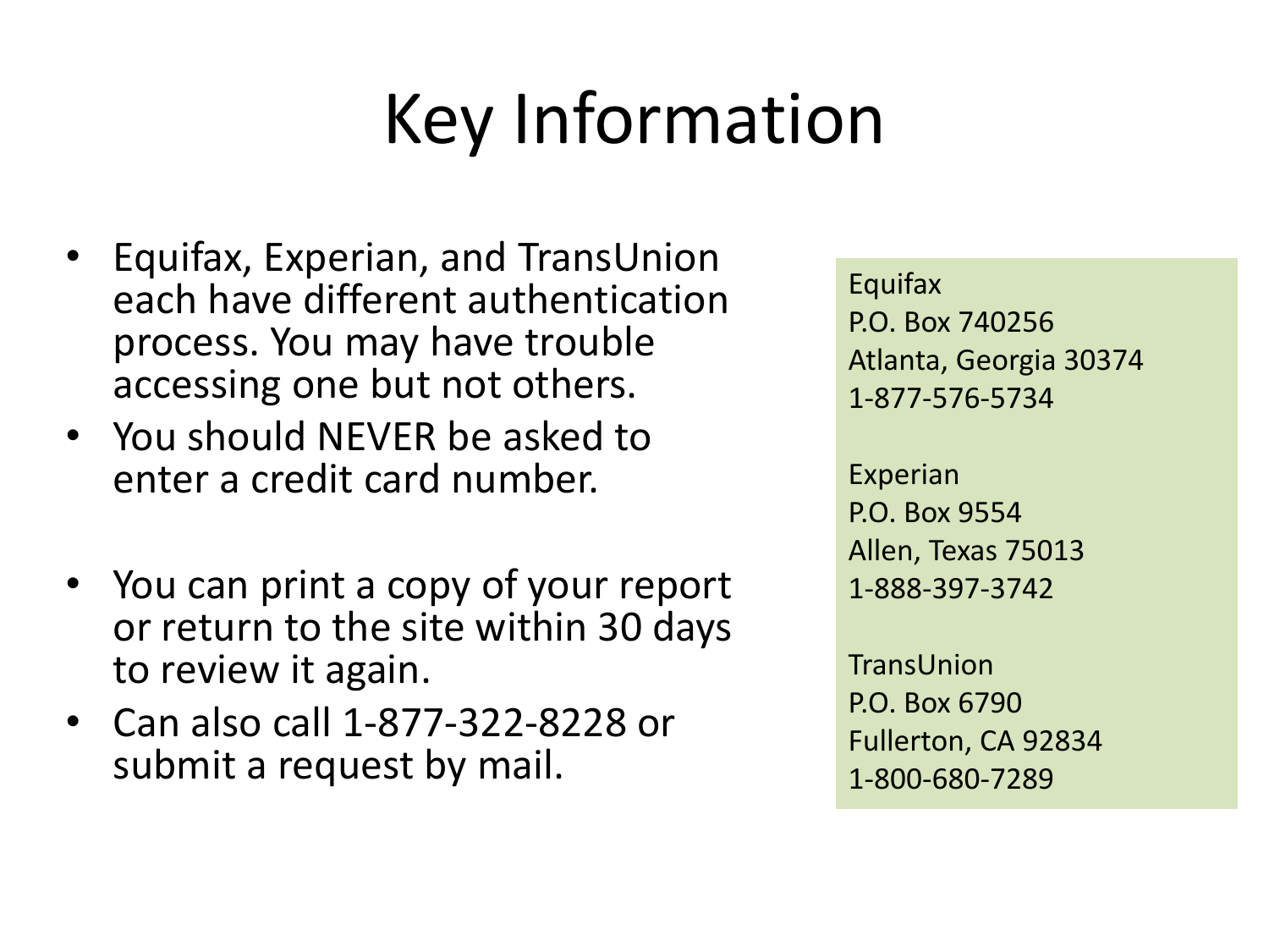# Key Information

- Equifax, Experian, and TransUnion each have different authentication process. You may have trouble accessing one but not others.
- You should NEVER be asked to enter a credit card number.
- You can print a copy of your report or return to the site within 30 days to review it again.
- Can also call 1-877-322-8228 or submit a request by mail.

Equifax
P.O. Box 740256
Atlanta, Georgia 30374
1-877-576-5734

Experian
P.O. Box 9554
Allen, Texas 75013
1-888-397-3742

TransUnion
P.O. Box 6790
Fullerton, CA 92834
1-800-680-7289